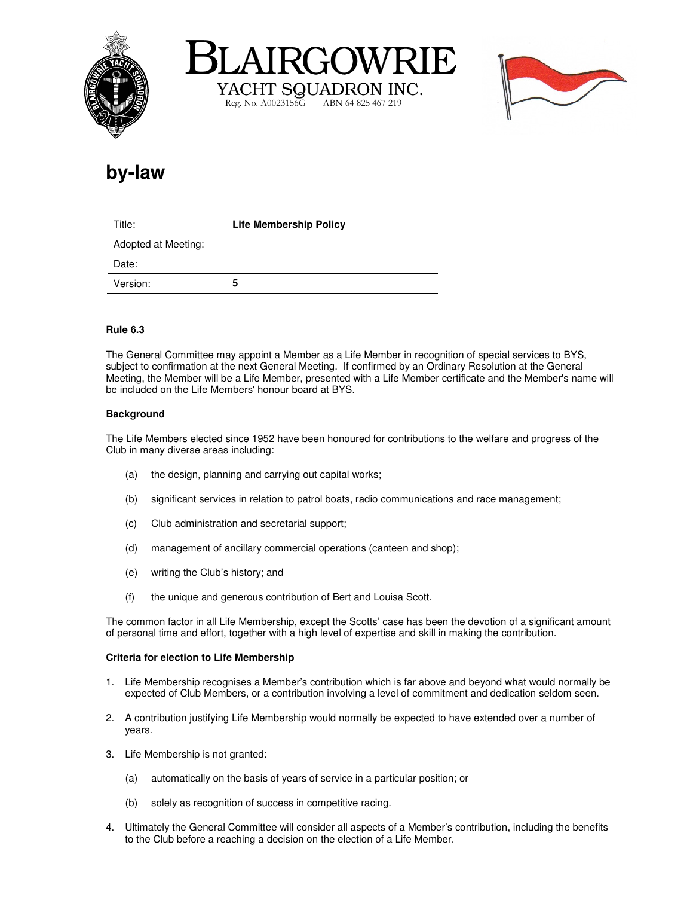# BLAIRGOWRIE

YACHT SQUADRON INC.

Reg. No. A0023156G ABN 64 825 467 219

## by-law

| | |
|---|---|
| Title: | **Life Membership Policy** |
| Adopted at Meeting: | |
| Date: | |
| Version: | **5** |

**Rule 6.3**

The General Committee may appoint a Member as a Life Member in recognition of special services to BYS, subject to confirmation at the next General Meeting. If confirmed by an Ordinary Resolution at the General Meeting, the Member will be a Life Member, presented with a Life Member certificate and the Member's name will be included on the Life Members' honour board at BYS.

**Background**

The Life Members elected since 1952 have been honoured for contributions to the welfare and progress of the Club in many diverse areas including:

(a) the design, planning and carrying out capital works;

(b) significant services in relation to patrol boats, radio communications and race management;

(c) Club administration and secretarial support;

(d) management of ancillary commercial operations (canteen and shop);

(e) writing the Club's history; and

(f) the unique and generous contribution of Bert and Louisa Scott.

The common factor in all Life Membership, except the Scotts' case has been the devotion of a significant amount of personal time and effort, together with a high level of expertise and skill in making the contribution.

**Criteria for election to Life Membership**

1. Life Membership recognises a Member's contribution which is far above and beyond what would normally be expected of Club Members, or a contribution involving a level of commitment and dedication seldom seen.

2. A contribution justifying Life Membership would normally be expected to have extended over a number of years.

3. Life Membership is not granted:

   (a) automatically on the basis of years of service in a particular position; or

   (b) solely as recognition of success in competitive racing.

4. Ultimately the General Committee will consider all aspects of a Member's contribution, including the benefits to the Club before a reaching a decision on the election of a Life Member.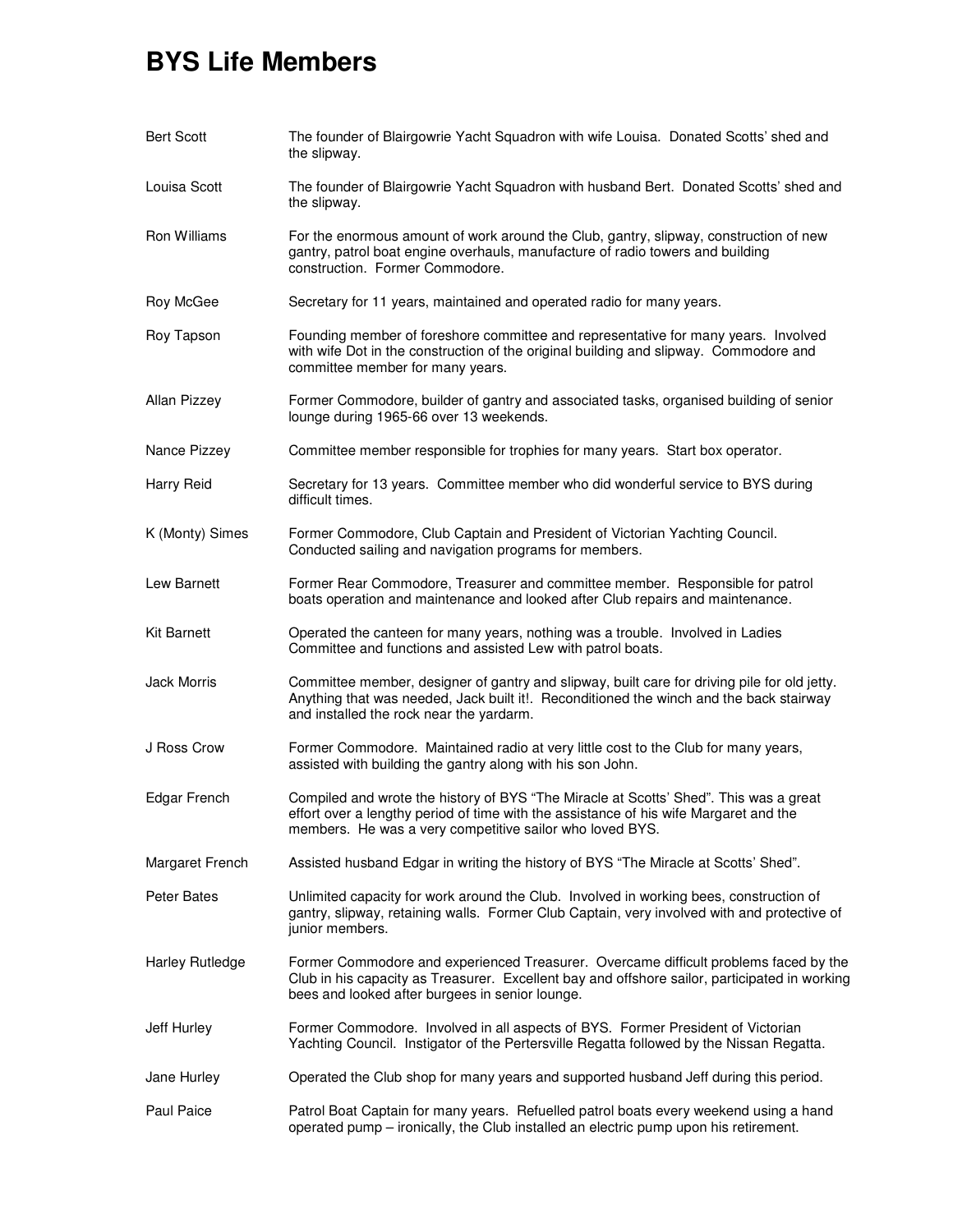# BYS Life Members

| | |
|---|---|
| Bert Scott | The founder of Blairgowrie Yacht Squadron with wife Louisa. Donated Scotts' shed and the slipway. |
| Louisa Scott | The founder of Blairgowrie Yacht Squadron with husband Bert. Donated Scotts' shed and the slipway. |
| Ron Williams | For the enormous amount of work around the Club, gantry, slipway, construction of new gantry, patrol boat engine overhauls, manufacture of radio towers and building construction. Former Commodore. |
| Roy McGee | Secretary for 11 years, maintained and operated radio for many years. |
| Roy Tapson | Founding member of foreshore committee and representative for many years. Involved with wife Dot in the construction of the original building and slipway. Commodore and committee member for many years. |
| Allan Pizzey | Former Commodore, builder of gantry and associated tasks, organised building of senior lounge during 1965-66 over 13 weekends. |
| Nance Pizzey | Committee member responsible for trophies for many years. Start box operator. |
| Harry Reid | Secretary for 13 years. Committee member who did wonderful service to BYS during difficult times. |
| K (Monty) Simes | Former Commodore, Club Captain and President of Victorian Yachting Council. Conducted sailing and navigation programs for members. |
| Lew Barnett | Former Rear Commodore, Treasurer and committee member. Responsible for patrol boats operation and maintenance and looked after Club repairs and maintenance. |
| Kit Barnett | Operated the canteen for many years, nothing was a trouble. Involved in Ladies Committee and functions and assisted Lew with patrol boats. |
| Jack Morris | Committee member, designer of gantry and slipway, built care for driving pile for old jetty. Anything that was needed, Jack built it!. Reconditioned the winch and the back stairway and installed the rock near the yardarm. |
| J Ross Crow | Former Commodore. Maintained radio at very little cost to the Club for many years, assisted with building the gantry along with his son John. |
| Edgar French | Compiled and wrote the history of BYS "The Miracle at Scotts' Shed". This was a great effort over a lengthy period of time with the assistance of his wife Margaret and the members. He was a very competitive sailor who loved BYS. |
| Margaret French | Assisted husband Edgar in writing the history of BYS "The Miracle at Scotts' Shed". |
| Peter Bates | Unlimited capacity for work around the Club. Involved in working bees, construction of gantry, slipway, retaining walls. Former Club Captain, very involved with and protective of junior members. |
| Harley Rutledge | Former Commodore and experienced Treasurer. Overcame difficult problems faced by the Club in his capacity as Treasurer. Excellent bay and offshore sailor, participated in working bees and looked after burgees in senior lounge. |
| Jeff Hurley | Former Commodore. Involved in all aspects of BYS. Former President of Victorian Yachting Council. Instigator of the Pertersville Regatta followed by the Nissan Regatta. |
| Jane Hurley | Operated the Club shop for many years and supported husband Jeff during this period. |
| Paul Paice | Patrol Boat Captain for many years. Refuelled patrol boats every weekend using a hand operated pump – ironically, the Club installed an electric pump upon his retirement. |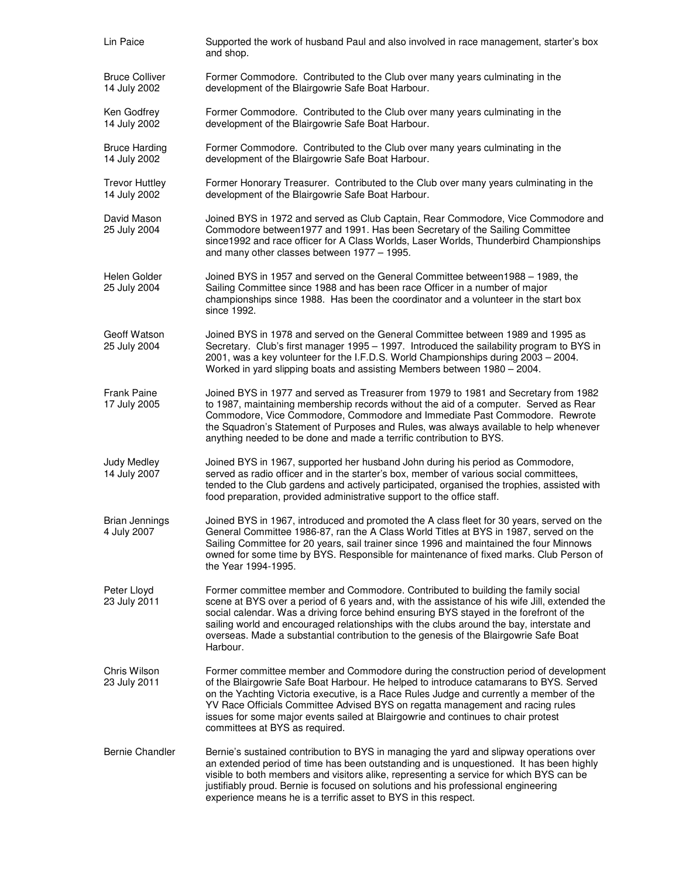| | |
|---|---|
| Lin Paice | Supported the work of husband Paul and also involved in race management, starter's box and shop. |
| Bruce Colliver<br>14 July 2002 | Former Commodore. Contributed to the Club over many years culminating in the development of the Blairgowrie Safe Boat Harbour. |
| Ken Godfrey<br>14 July 2002 | Former Commodore. Contributed to the Club over many years culminating in the development of the Blairgowrie Safe Boat Harbour. |
| Bruce Harding<br>14 July 2002 | Former Commodore. Contributed to the Club over many years culminating in the development of the Blairgowrie Safe Boat Harbour. |
| Trevor Huttley<br>14 July 2002 | Former Honorary Treasurer. Contributed to the Club over many years culminating in the development of the Blairgowrie Safe Boat Harbour. |
| David Mason<br>25 July 2004 | Joined BYS in 1972 and served as Club Captain, Rear Commodore, Vice Commodore and Commodore between1977 and 1991. Has been Secretary of the Sailing Committee since1992 and race officer for A Class Worlds, Laser Worlds, Thunderbird Championships and many other classes between 1977 – 1995. |
| Helen Golder<br>25 July 2004 | Joined BYS in 1957 and served on the General Committee between1988 – 1989, the Sailing Committee since 1988 and has been race Officer in a number of major championships since 1988. Has been the coordinator and a volunteer in the start box since 1992. |
| Geoff Watson<br>25 July 2004 | Joined BYS in 1978 and served on the General Committee between 1989 and 1995 as Secretary. Club's first manager 1995 – 1997. Introduced the sailability program to BYS in 2001, was a key volunteer for the I.F.D.S. World Championships during 2003 – 2004. Worked in yard slipping boats and assisting Members between 1980 – 2004. |
| Frank Paine<br>17 July 2005 | Joined BYS in 1977 and served as Treasurer from 1979 to 1981 and Secretary from 1982 to 1987, maintaining membership records without the aid of a computer. Served as Rear Commodore, Vice Commodore, Commodore and Immediate Past Commodore. Rewrote the Squadron's Statement of Purposes and Rules, was always available to help whenever anything needed to be done and made a terrific contribution to BYS. |
| Judy Medley<br>14 July 2007 | Joined BYS in 1967, supported her husband John during his period as Commodore, served as radio officer and in the starter's box, member of various social committees, tended to the Club gardens and actively participated, organised the trophies, assisted with food preparation, provided administrative support to the office staff. |
| Brian Jennings<br>4 July 2007 | Joined BYS in 1967, introduced and promoted the A class fleet for 30 years, served on the General Committee 1986-87, ran the A Class World Titles at BYS in 1987, served on the Sailing Committee for 20 years, sail trainer since 1996 and maintained the four Minnows owned for some time by BYS. Responsible for maintenance of fixed marks. Club Person of the Year 1994-1995. |
| Peter Lloyd<br>23 July 2011 | Former committee member and Commodore. Contributed to building the family social scene at BYS over a period of 6 years and, with the assistance of his wife Jill, extended the social calendar. Was a driving force behind ensuring BYS stayed in the forefront of the sailing world and encouraged relationships with the clubs around the bay, interstate and overseas. Made a substantial contribution to the genesis of the Blairgowrie Safe Boat Harbour. |
| Chris Wilson<br>23 July 2011 | Former committee member and Commodore during the construction period of development of the Blairgowrie Safe Boat Harbour. He helped to introduce catamarans to BYS. Served on the Yachting Victoria executive, is a Race Rules Judge and currently a member of the YV Race Officials Committee Advised BYS on regatta management and racing rules issues for some major events sailed at Blairgowrie and continues to chair protest committees at BYS as required. |
| Bernie Chandler | Bernie's sustained contribution to BYS in managing the yard and slipway operations over an extended period of time has been outstanding and is unquestioned. It has been highly visible to both members and visitors alike, representing a service for which BYS can be justifiably proud. Bernie is focused on solutions and his professional engineering experience means he is a terrific asset to BYS in this respect. |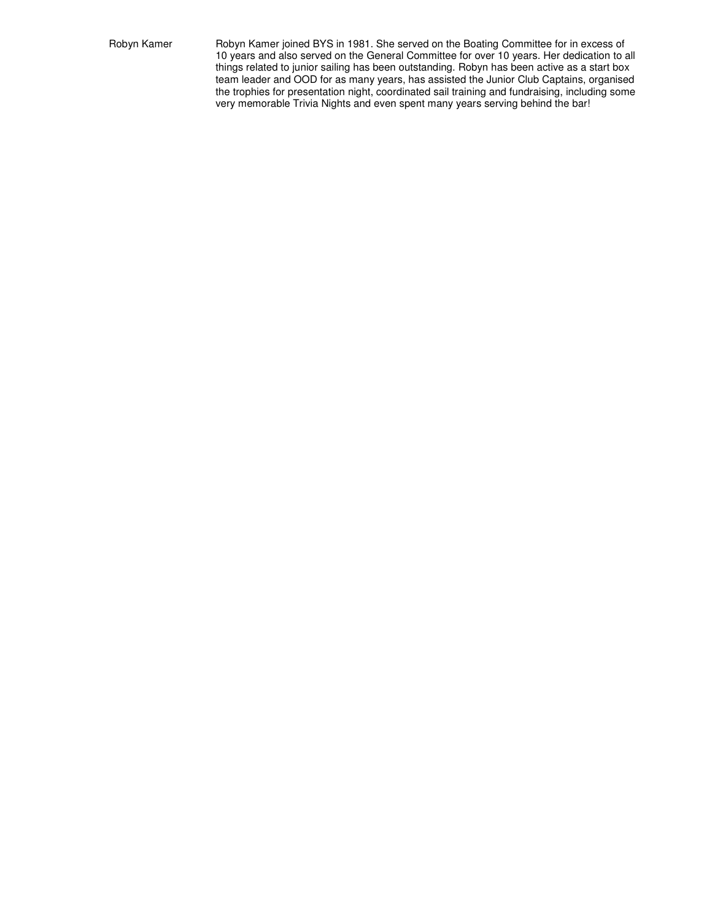| | |
|---|---|
| Robyn Kamer | Robyn Kamer joined BYS in 1981. She served on the Boating Committee for in excess of 10 years and also served on the General Committee for over 10 years. Her dedication to all things related to junior sailing has been outstanding. Robyn has been active as a start box team leader and OOD for as many years, has assisted the Junior Club Captains, organised the trophies for presentation night, coordinated sail training and fundraising, including some very memorable Trivia Nights and even spent many years serving behind the bar! |